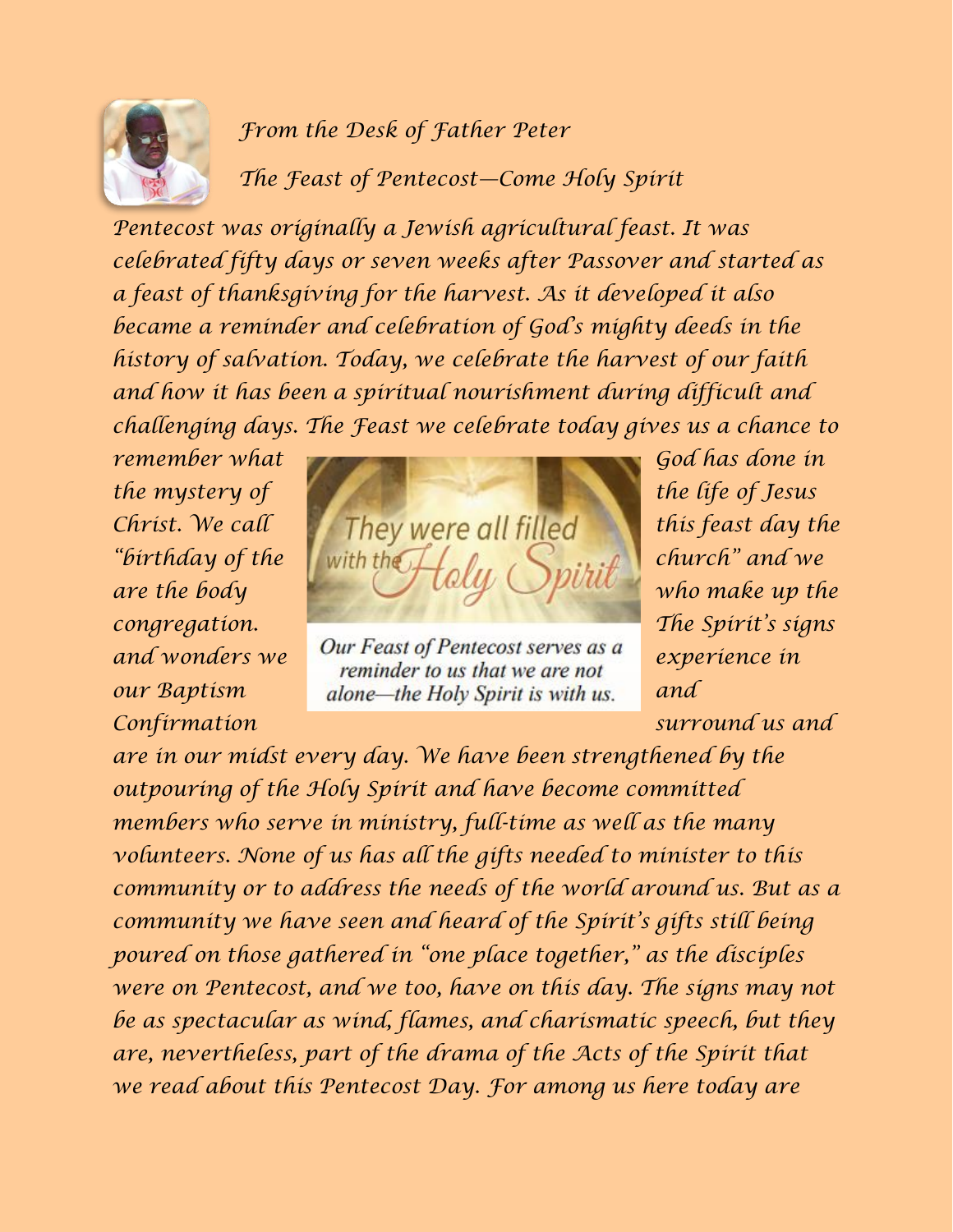*From the Desk of Father Peter*

*The Feast of Pentecost—Come Holy Spirit*

*Pentecost was originally a Jewish agricultural feast. It was celebrated fifty days or seven weeks after Passover and started as a feast of thanksgiving for the harvest. As it developed it also became a reminder and celebration of God's mighty deeds in the history of salvation. Today, we celebrate the harvest of our faith and how it has been a spiritual nourishment during difficult and challenging days. The Feast we celebrate today gives us a chance to remember what God has done in the mystery of the life of Jesus Christ. We call this feast day the "birthday of the church" and we are the body who make up the congregation. The Spirit's signs and wonders we experience in our Baptism and Confirmation surround us and are in our midst every day. We have been strengthened by the outpouring of the Holy Spirit and have become committed members who serve in ministry, full-time as well as the many volunteers. None of us has all the gifts needed to minister to this community or to address the needs of the world around us. But as a community we have seen and heard of the Spirit's gifts still being poured on those gathered in "one place together," as the disciples were on Pentecost, and we too, have on this day. The signs may not be as spectacular as wind, flames, and charismatic speech, but they are, nevertheless, part of the drama of the Acts of the Spirit that we read about this Pentecost Day. For among us here today are*

They were all filled with the Holy Spirit

*Our Feast of Pentecost serves as a reminder to us that we are not alone—the Holy Spirit is with us.*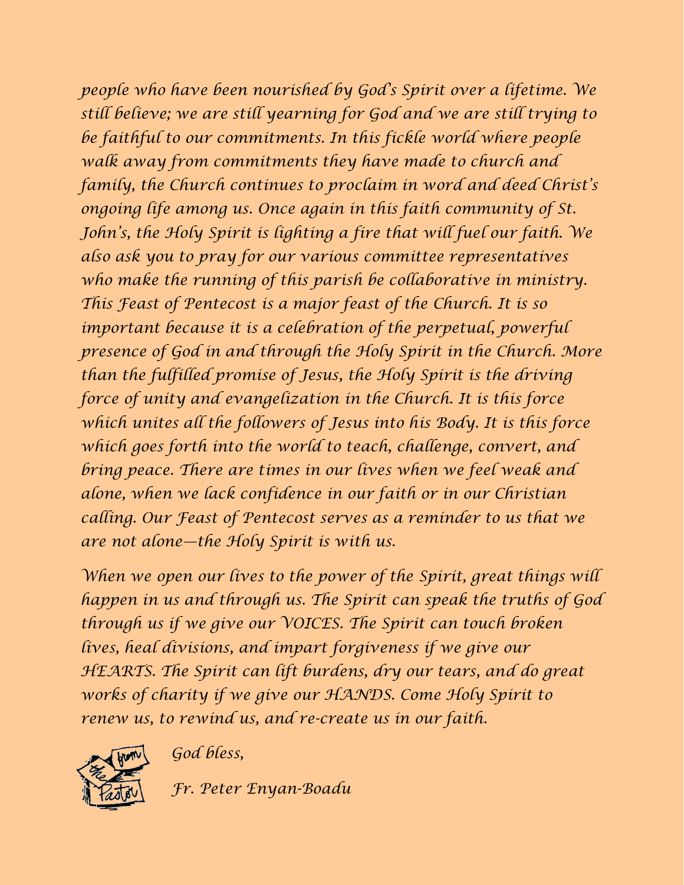*people who have been nourished by God's Spirit over a lifetime. We still believe; we are still yearning for God and we are still trying to be faithful to our commitments. In this fickle world where people walk away from commitments they have made to church and family, the Church continues to proclaim in word and deed Christ's ongoing life among us. Once again in this faith community of St. John's, the Holy Spirit is lighting a fire that will fuel our faith. We also ask you to pray for our various committee representatives who make the running of this parish be collaborative in ministry. This Feast of Pentecost is a major feast of the Church. It is so important because it is a celebration of the perpetual, powerful presence of God in and through the Holy Spirit in the Church. More than the fulfilled promise of Jesus, the Holy Spirit is the driving force of unity and evangelization in the Church. It is this force which unites all the followers of Jesus into his Body. It is this force which goes forth into the world to teach, challenge, convert, and bring peace. There are times in our lives when we feel weak and alone, when we lack confidence in our faith or in our Christian calling. Our Feast of Pentecost serves as a reminder to us that we are not alone—the Holy Spirit is with us.*

*When we open our lives to the power of the Spirit, great things will happen in us and through us. The Spirit can speak the truths of God through us if we give our VOICES. The Spirit can touch broken lives, heal divisions, and impart forgiveness if we give our HEARTS. The Spirit can lift burdens, dry our tears, and do great works of charity if we give our HANDS. Come Holy Spirit to renew us, to rewind us, and re-create us in our faith.*

from the Pastor

*God bless,*

*Fr. Peter Enyan-Boadu*